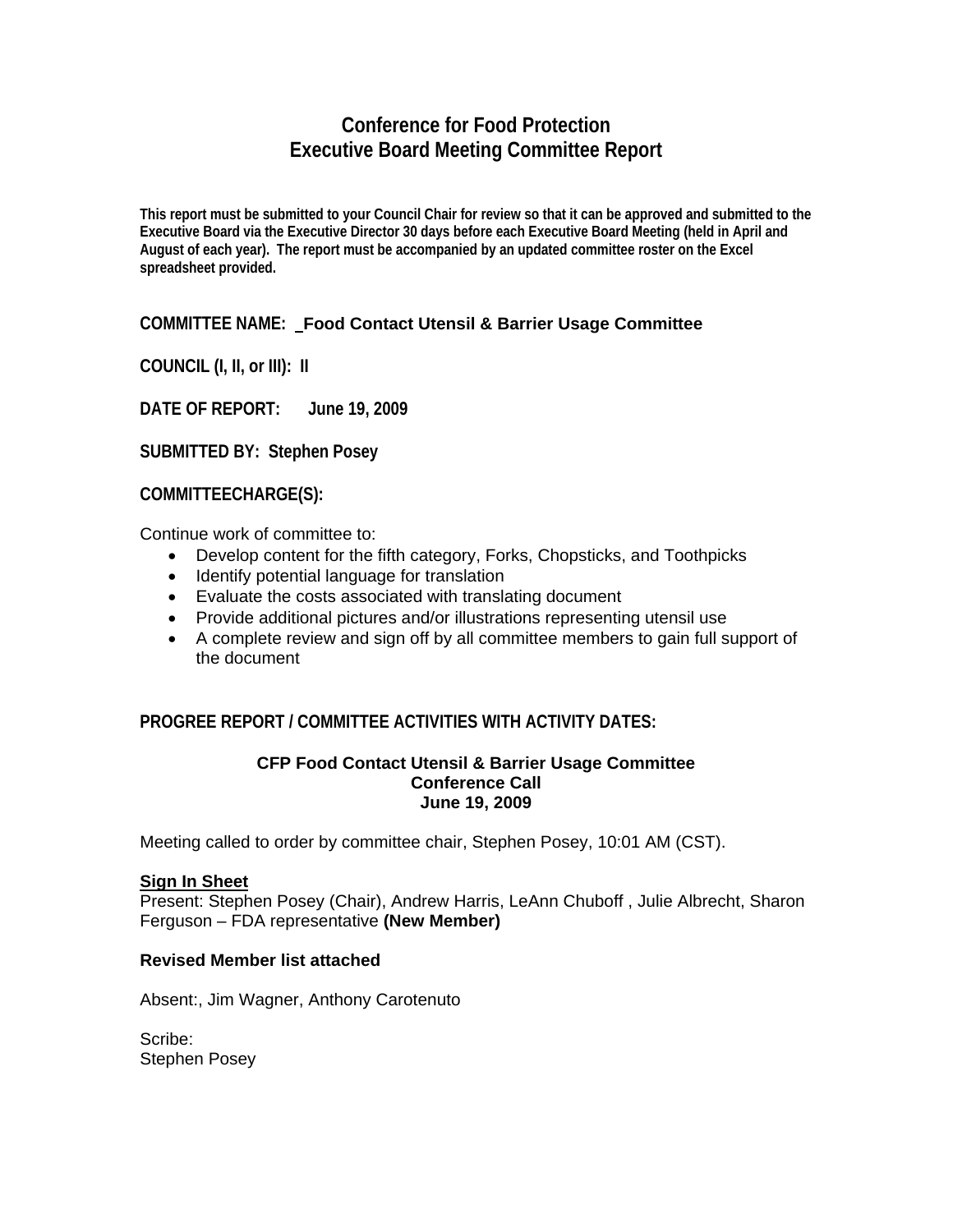# Conference for Food Protection
# Executive Board Meeting Committee Report

**This report must be submitted to your Council Chair for review so that it can be approved and submitted to the Executive Board via the Executive Director 30 days before each Executive Board Meeting (held in April and August of each year). The report must be accompanied by an updated committee roster on the Excel spreadsheet provided.**

**COMMITTEE NAME: _Food Contact Utensil & Barrier Usage Committee**

**COUNCIL (I, II, or III): II**

**DATE OF REPORT: June 19, 2009**

**SUBMITTED BY: Stephen Posey**

**COMMITTEECHARGE(S):**

Continue work of committee to:

- Develop content for the fifth category, Forks, Chopsticks, and Toothpicks
- Identify potential language for translation
- Evaluate the costs associated with translating document
- Provide additional pictures and/or illustrations representing utensil use
- A complete review and sign off by all committee members to gain full support of the document

**PROGREE REPORT / COMMITTEE ACTIVITIES WITH ACTIVITY DATES:**

**CFP Food Contact Utensil & Barrier Usage Committee**
**Conference Call**
**June 19, 2009**

Meeting called to order by committee chair, Stephen Posey, 10:01 AM (CST).

**Sign In Sheet**
Present: Stephen Posey (Chair), Andrew Harris, LeAnn Chuboff , Julie Albrecht, Sharon Ferguson – FDA representative **(New Member)**

**Revised Member list attached**

Absent:, Jim Wagner, Anthony Carotenuto

Scribe:
Stephen Posey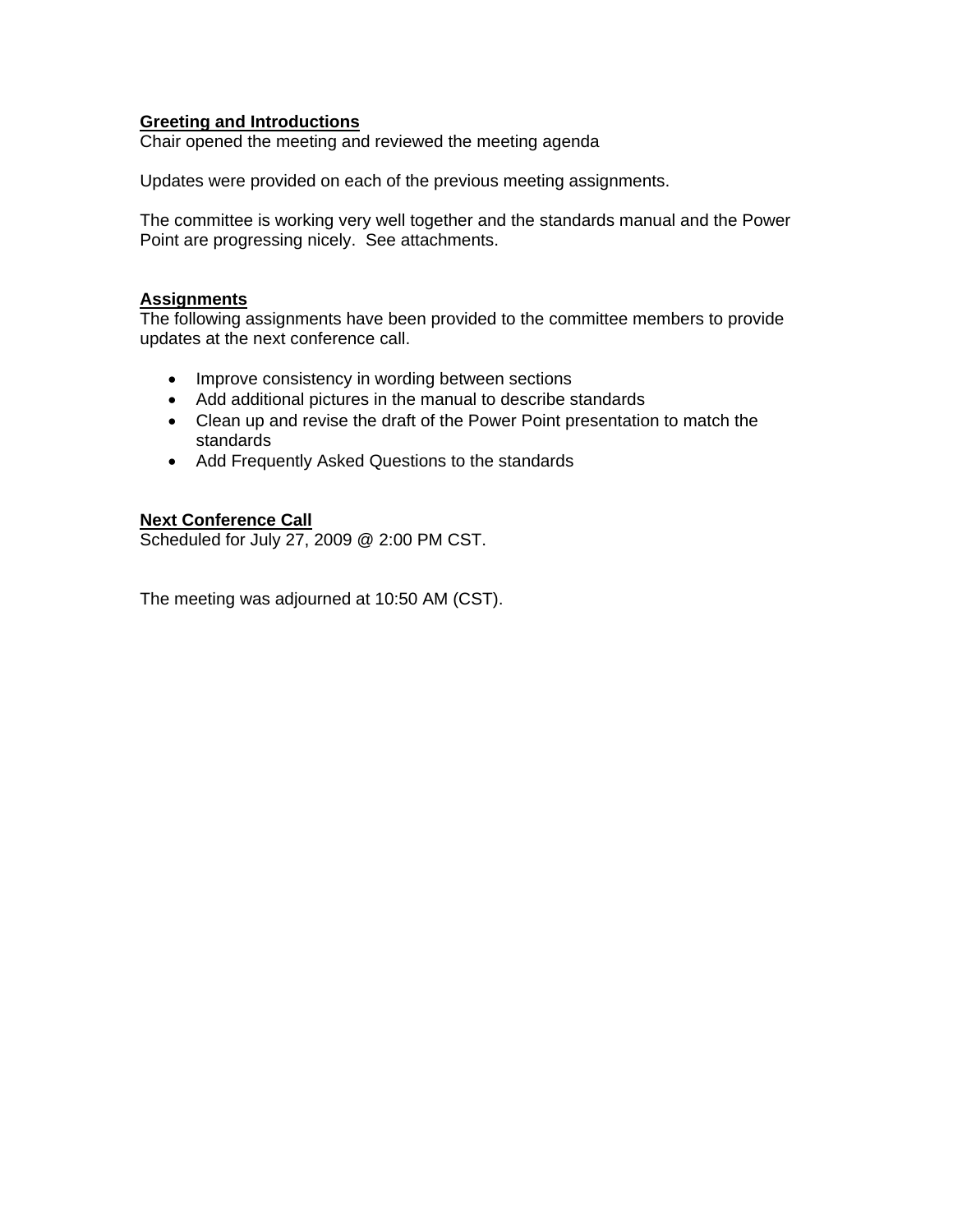**Greeting and Introductions**
Chair opened the meeting and reviewed the meeting agenda

Updates were provided on each of the previous meeting assignments.

The committee is working very well together and the standards manual and the Power Point are progressing nicely. See attachments.

**Assignments**
The following assignments have been provided to the committee members to provide updates at the next conference call.

- Improve consistency in wording between sections
- Add additional pictures in the manual to describe standards
- Clean up and revise the draft of the Power Point presentation to match the standards
- Add Frequently Asked Questions to the standards

**Next Conference Call**
Scheduled for July 27, 2009 @ 2:00 PM CST.

The meeting was adjourned at 10:50 AM (CST).